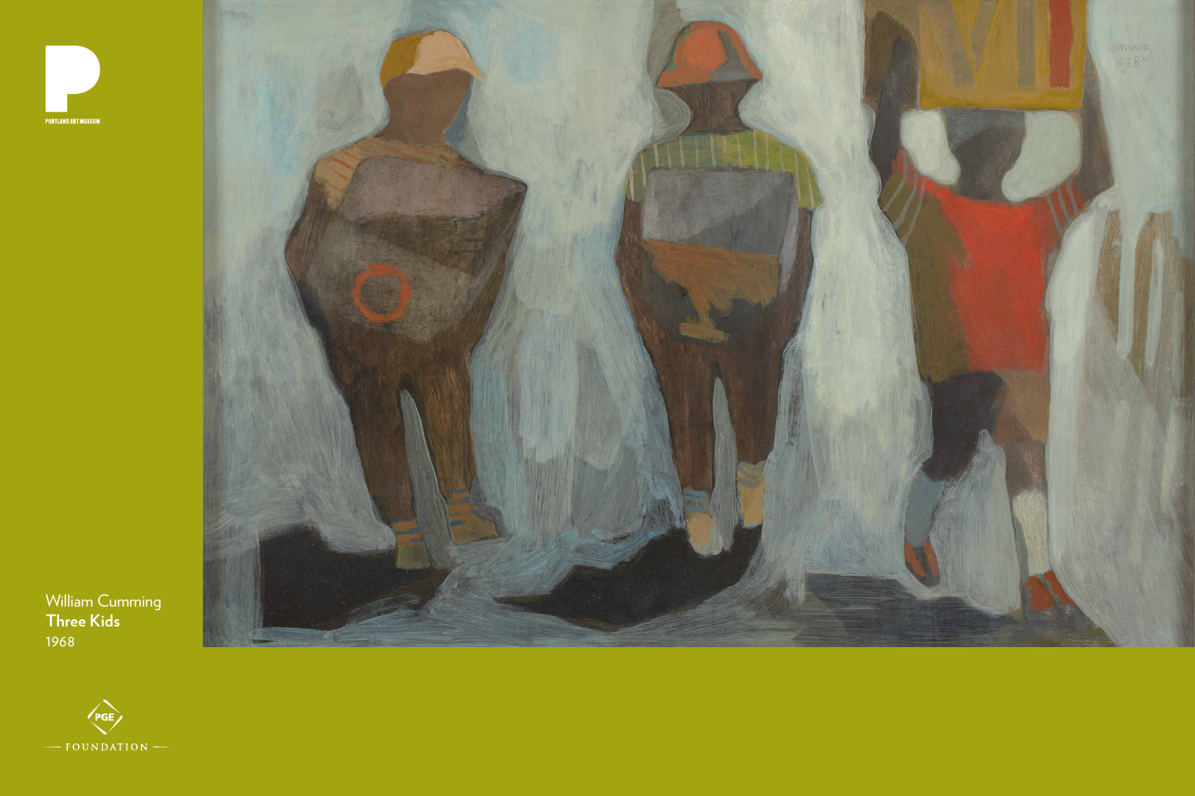PORTLAND ART MUSEUM

William Cumming
**Three Kids**
1968

PGE FOUNDATION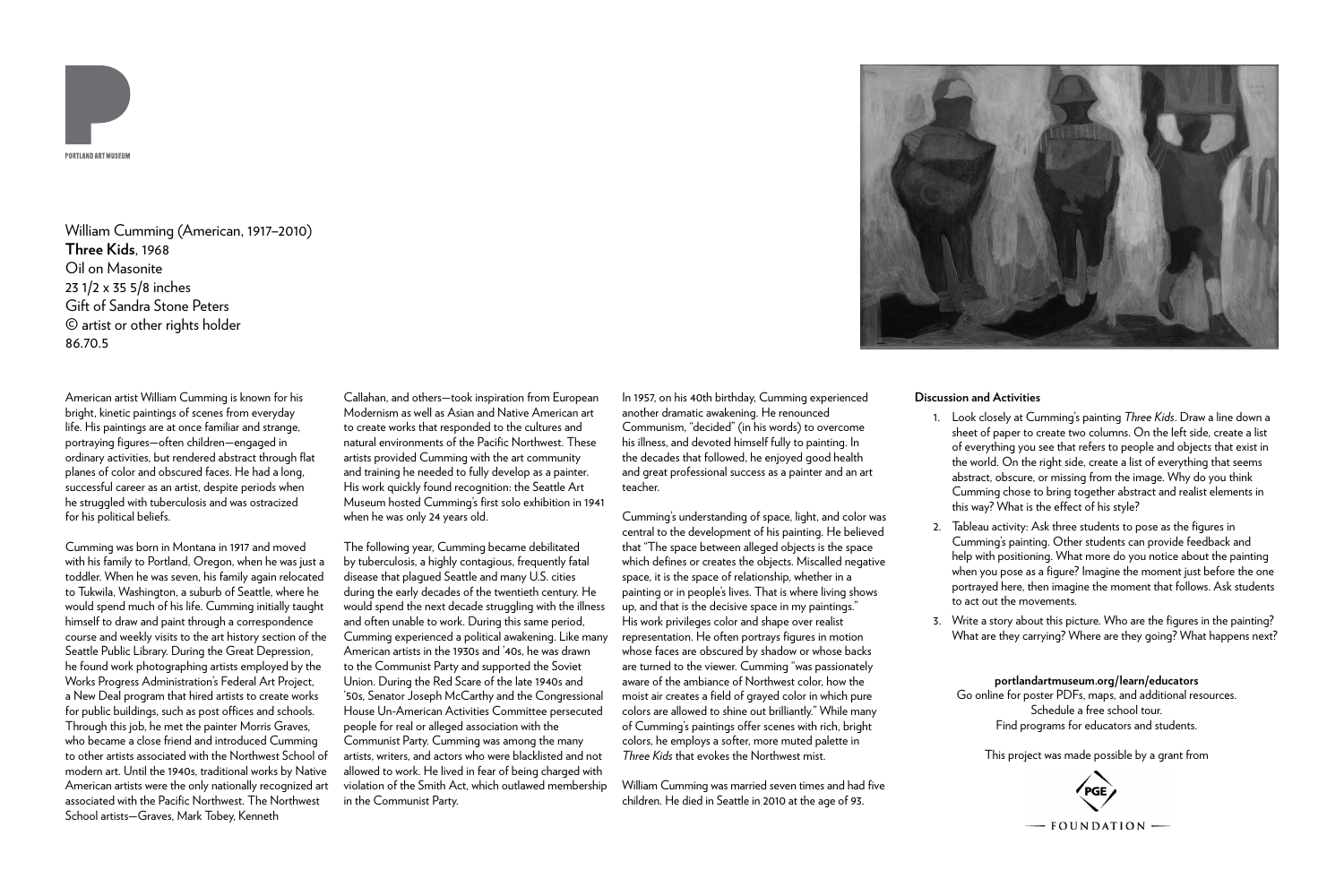PORTLAND ART MUSEUM

William Cumming (American, 1917–2010)
**Three Kids**, 1968
Oil on Masonite
23 1/2 x 35 5/8 inches
Gift of Sandra Stone Peters
© artist or other rights holder
86.70.5

American artist William Cumming is known for his bright, kinetic paintings of scenes from everyday life. His paintings are at once familiar and strange, portraying figures—often children—engaged in ordinary activities, but rendered abstract through flat planes of color and obscured faces. He had a long, successful career as an artist, despite periods when he struggled with tuberculosis and was ostracized for his political beliefs.

Cumming was born in Montana in 1917 and moved with his family to Portland, Oregon, when he was just a toddler. When he was seven, his family again relocated to Tukwila, Washington, a suburb of Seattle, where he would spend much of his life. Cumming initially taught himself to draw and paint through a correspondence course and weekly visits to the art history section of the Seattle Public Library. During the Great Depression, he found work photographing artists employed by the Works Progress Administration's Federal Art Project, a New Deal program that hired artists to create works for public buildings, such as post offices and schools. Through this job, he met the painter Morris Graves, who became a close friend and introduced Cumming to other artists associated with the Northwest School of modern art. Until the 1940s, traditional works by Native American artists were the only nationally recognized art associated with the Pacific Northwest. The Northwest School artists—Graves, Mark Tobey, Kenneth Callahan, and others—took inspiration from European Modernism as well as Asian and Native American art to create works that responded to the cultures and natural environments of the Pacific Northwest. These artists provided Cumming with the art community and training he needed to fully develop as a painter. His work quickly found recognition: the Seattle Art Museum hosted Cumming's first solo exhibition in 1941 when he was only 24 years old.

The following year, Cumming became debilitated by tuberculosis, a highly contagious, frequently fatal disease that plagued Seattle and many U.S. cities during the early decades of the twentieth century. He would spend the next decade struggling with the illness and often unable to work. During this same period, Cumming experienced a political awakening. Like many American artists in the 1930s and '40s, he was drawn to the Communist Party and supported the Soviet Union. During the Red Scare of the late 1940s and '50s, Senator Joseph McCarthy and the Congressional House Un-American Activities Committee persecuted people for real or alleged association with the Communist Party. Cumming was among the many artists, writers, and actors who were blacklisted and not allowed to work. He lived in fear of being charged with violation of the Smith Act, which outlawed membership in the Communist Party.

In 1957, on his 40th birthday, Cumming experienced another dramatic awakening. He renounced Communism, "decided" (in his words) to overcome his illness, and devoted himself fully to painting. In the decades that followed, he enjoyed good health and great professional success as a painter and an art teacher.

Cumming's understanding of space, light, and color was central to the development of his painting. He believed that "The space between alleged objects is the space which defines or creates the objects. Miscalled negative space, it is the space of relationship, whether in a painting or in people's lives. That is where living shows up, and that is the decisive space in my paintings." His work privileges color and shape over realist representation. He often portrays figures in motion whose faces are obscured by shadow or whose backs are turned to the viewer. Cumming "was passionately aware of the ambiance of Northwest color, how the moist air creates a field of grayed color in which pure colors are allowed to shine out brilliantly." While many of Cumming's paintings offer scenes with rich, bright colors, he employs a softer, more muted palette in *Three Kids* that evokes the Northwest mist.

William Cumming was married seven times and had five children. He died in Seattle in 2010 at the age of 93.

**Discussion and Activities**

1. Look closely at Cumming's painting *Three Kids*. Draw a line down a sheet of paper to create two columns. On the left side, create a list of everything you see that refers to people and objects that exist in the world. On the right side, create a list of everything that seems abstract, obscure, or missing from the image. Why do you think Cumming chose to bring together abstract and realist elements in this way? What is the effect of his style?
2. Tableau activity: Ask three students to pose as the figures in Cumming's painting. Other students can provide feedback and help with positioning. What more do you notice about the painting when you pose as a figure? Imagine the moment just before the one portrayed here, then imagine the moment that follows. Ask students to act out the movements.
3. Write a story about this picture. Who are the figures in the painting? What are they carrying? Where are they going? What happens next?

**portlandartmuseum.org/learn/educators**
Go online for poster PDFs, maps, and additional resources.
Schedule a free school tour.
Find programs for educators and students.

This project was made possible by a grant from

PGE FOUNDATION